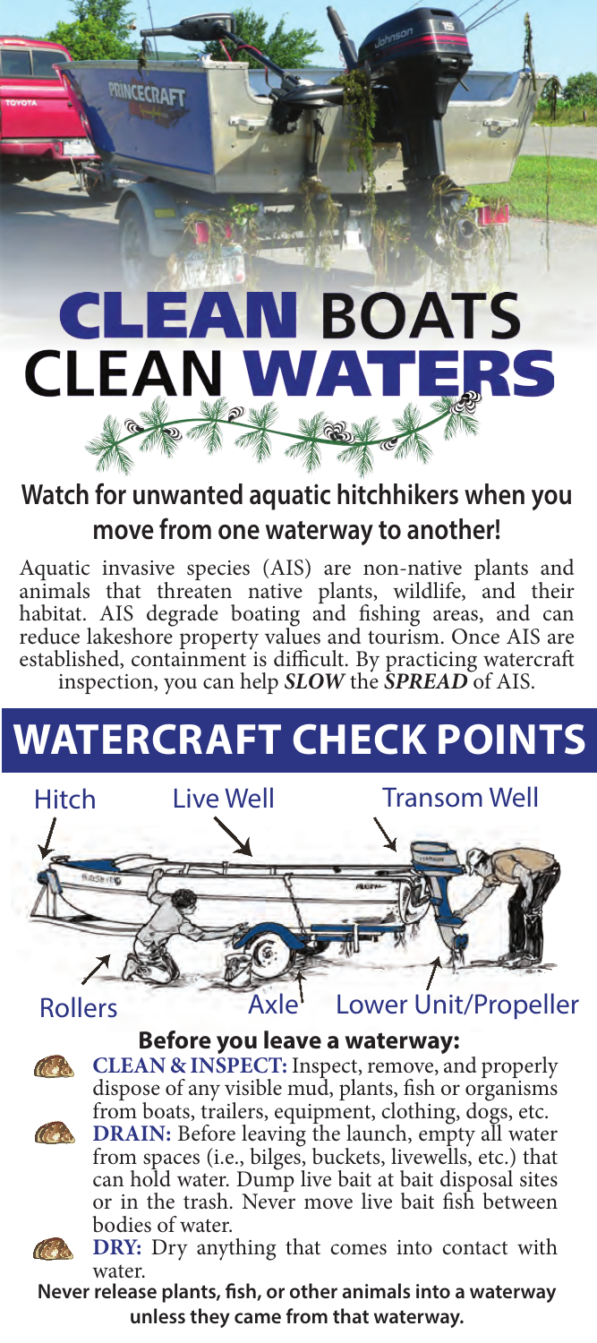# CLEAN BOATS CLEAN WATERS

## Watch for unwanted aquatic hitchhikers when you move from one waterway to another!

Aquatic invasive species (AIS) are non-native plants and animals that threaten native plants, wildlife, and their habitat. AIS degrade boating and fishing areas, and can reduce lakeshore property values and tourism. Once AIS are established, containment is difficult. By practicing watercraft inspection, you can help ***SLOW*** the ***SPREAD*** of AIS.

## WATERCRAFT CHECK POINTS

Hitch

Live Well

Transom Well

Rollers

Axle

Lower Unit/Propeller

### Before you leave a waterway:

- **CLEAN & INSPECT:** Inspect, remove, and properly dispose of any visible mud, plants, fish or organisms from boats, trailers, equipment, clothing, dogs, etc.
- **DRAIN:** Before leaving the launch, empty all water from spaces (i.e., bilges, buckets, livewells, etc.) that can hold water. Dump live bait at bait disposal sites or in the trash. Never move live bait fish between bodies of water.
- **DRY:** Dry anything that comes into contact with water.

**Never release plants, fish, or other animals into a waterway unless they came from that waterway.**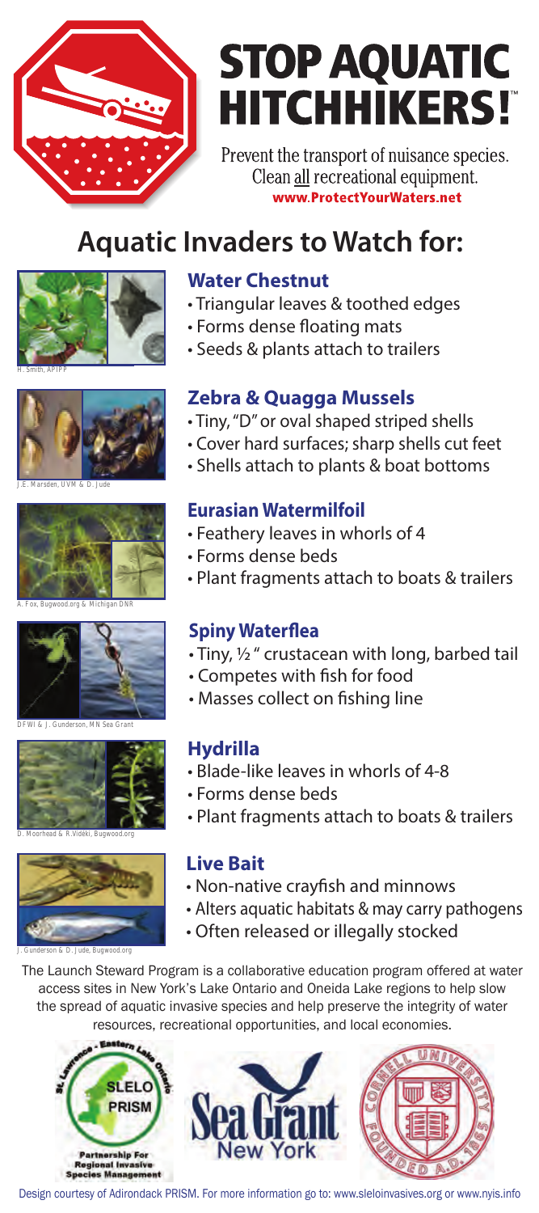# STOP AQUATIC HITCHHIKERS!™

Prevent the transport of nuisance species.
Clean all recreational equipment.
**www.ProtectYourWaters.net**

## Aquatic Invaders to Watch for:

H. Smith, APIPP

### Water Chestnut

- Triangular leaves & toothed edges
- Forms dense floating mats
- Seeds & plants attach to trailers

J.E. Marsden, UVM & D. Jude

### Zebra & Quagga Mussels

- Tiny, "D" or oval shaped striped shells
- Cover hard surfaces; sharp shells cut feet
- Shells attach to plants & boat bottoms

A. Fox, Bugwood.org & Michigan DNR

### Eurasian Watermilfoil

- Feathery leaves in whorls of 4
- Forms dense beds
- Plant fragments attach to boats & trailers

DFWI & J. Gunderson, MN Sea Grant

### Spiny Waterflea

- Tiny, ½ " crustacean with long, barbed tail
- Competes with fish for food
- Masses collect on fishing line

D. Moorhead & R.Vidéki, Bugwood.org

### Hydrilla

- Blade-like leaves in whorls of 4-8
- Forms dense beds
- Plant fragments attach to boats & trailers

J. Gunderson & D. Jude, Bugwood.org

### Live Bait

- Non-native crayfish and minnows
- Alters aquatic habitats & may carry pathogens
- Often released or illegally stocked

The Launch Steward Program is a collaborative education program offered at water access sites in New York's Lake Ontario and Oneida Lake regions to help slow the spread of aquatic invasive species and help preserve the integrity of water resources, recreational opportunities, and local economies.

St. Lawrence - Eastern Lake Ontario
SLELO PRISM
Partnership For Regional Invasive Species Management

Sea Grant New York

Cornell University Founded A.D. 1865

Design courtesy of Adirondack PRISM. For more information go to: www.sleloinvasives.org or www.nyis.info